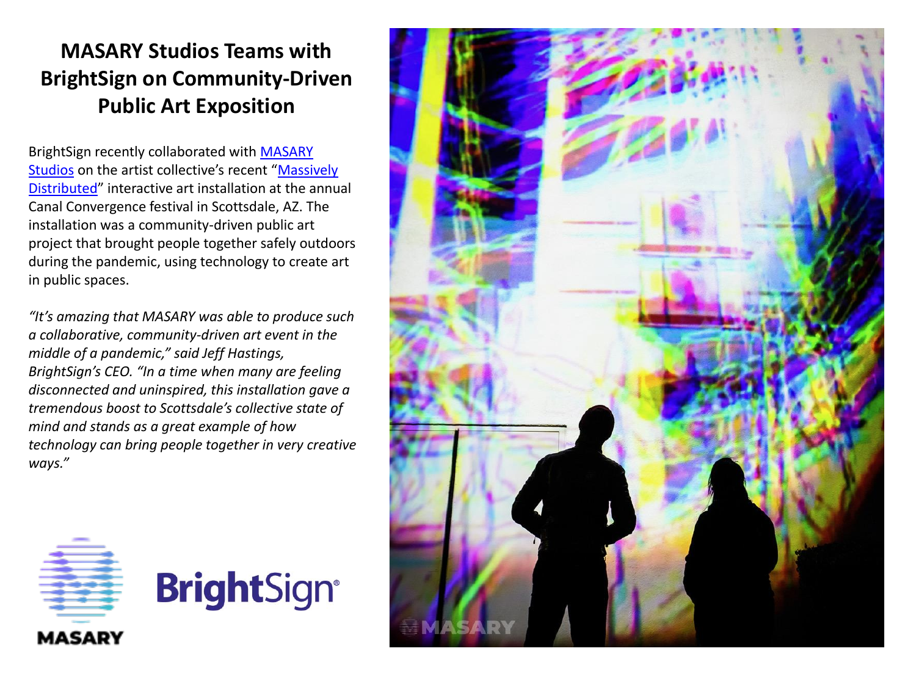# MASARY Studios Teams with BrightSign on Community-Driven Public Art Exposition

BrightSign recently collaborated with MASARY Studios on the artist collective's recent "Massively Distributed" interactive art installation at the annual Canal Convergence festival in Scottsdale, AZ. The installation was a community-driven public art project that brought people together safely outdoors during the pandemic, using technology to create art in public spaces.

*"It's amazing that MASARY was able to produce such a collaborative, community-driven art event in the middle of a pandemic," said Jeff Hastings, BrightSign's CEO. "In a time when many are feeling disconnected and uninspired, this installation gave a tremendous boost to Scottsdale's collective state of mind and stands as a great example of how technology can bring people together in very creative ways."*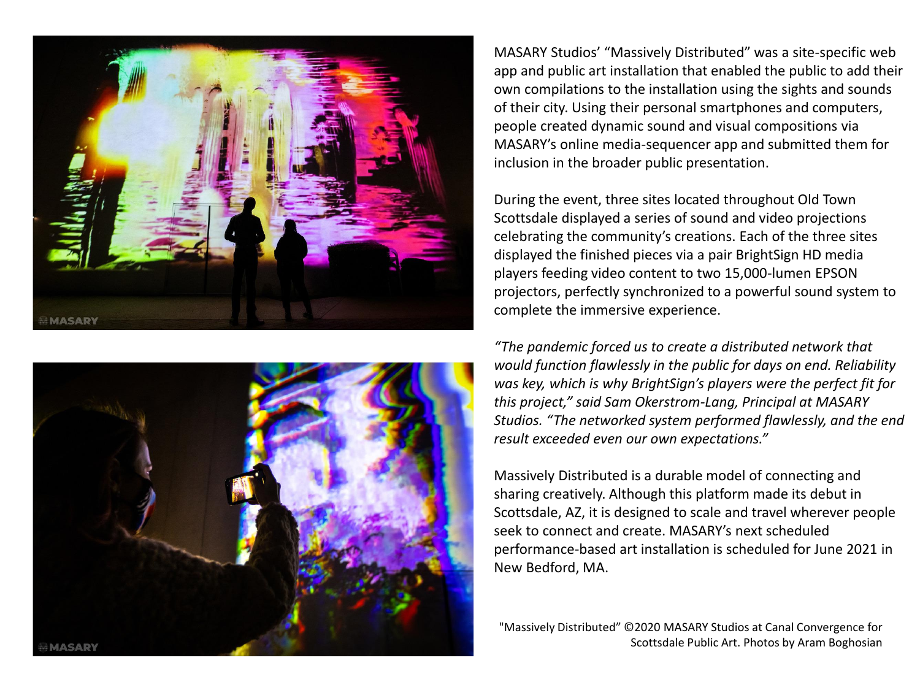MASARY Studios' "Massively Distributed" was a site-specific web app and public art installation that enabled the public to add their own compilations to the installation using the sights and sounds of their city. Using their personal smartphones and computers, people created dynamic sound and visual compositions via MASARY's online media-sequencer app and submitted them for inclusion in the broader public presentation.

During the event, three sites located throughout Old Town Scottsdale displayed a series of sound and video projections celebrating the community's creations. Each of the three sites displayed the finished pieces via a pair BrightSign HD media players feeding video content to two 15,000-lumen EPSON projectors, perfectly synchronized to a powerful sound system to complete the immersive experience.

*"The pandemic forced us to create a distributed network that would function flawlessly in the public for days on end. Reliability was key, which is why BrightSign's players were the perfect fit for this project," said Sam Okerstrom-Lang, Principal at MASARY Studios. "The networked system performed flawlessly, and the end result exceeded even our own expectations."*

Massively Distributed is a durable model of connecting and sharing creatively. Although this platform made its debut in Scottsdale, AZ, it is designed to scale and travel wherever people seek to connect and create. MASARY's next scheduled performance-based art installation is scheduled for June 2021 in New Bedford, MA.

"Massively Distributed" ©2020 MASARY Studios at Canal Convergence for Scottsdale Public Art. Photos by Aram Boghosian